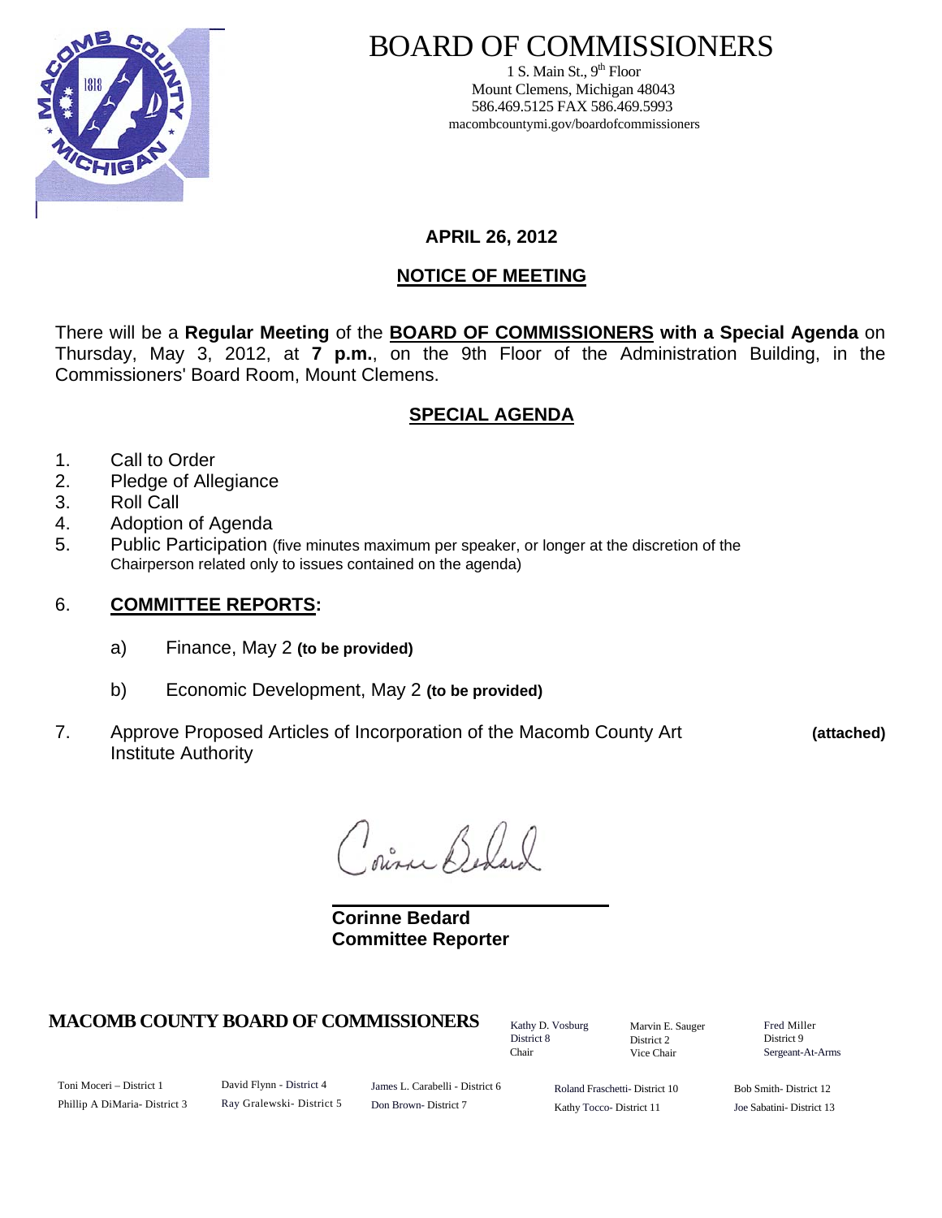# BOARD OF COMMISSIONERS

1 S. Main St., 9th Floor
Mount Clemens, Michigan 48043
586.469.5125 FAX 586.469.5993
macombcountymi.gov/boardofcommissioners

**APRIL 26, 2012**

## NOTICE OF MEETING

There will be a **Regular Meeting** of the **BOARD OF COMMISSIONERS with a Special Agenda** on Thursday, May 3, 2012, at **7 p.m.**, on the 9th Floor of the Administration Building, in the Commissioners' Board Room, Mount Clemens.

## SPECIAL AGENDA

1. Call to Order
2. Pledge of Allegiance
3. Roll Call
4. Adoption of Agenda
5. Public Participation (five minutes maximum per speaker, or longer at the discretion of the Chairperson related only to issues contained on the agenda)
6. **COMMITTEE REPORTS:**
   a) Finance, May 2 **(to be provided)**
   b) Economic Development, May 2 **(to be provided)**
7. Approve Proposed Articles of Incorporation of the Macomb County Art Institute Authority **(attached)**

Corinne Bedard

**Corinne Bedard**
**Committee Reporter**

**MACOMB COUNTY BOARD OF COMMISSIONERS**

Kathy D. Vosburg, District 8, Chair
Marvin E. Sauger, District 2, Vice Chair
Fred Miller, District 9, Sergeant-At-Arms

Toni Moceri – District 1
Phillip A DiMaria- District 3
David Flynn - District 4
Ray Gralewski- District 5
James L. Carabelli - District 6
Don Brown- District 7
Roland Fraschetti- District 10
Kathy Tocco- District 11
Bob Smith- District 12
Joe Sabatini- District 13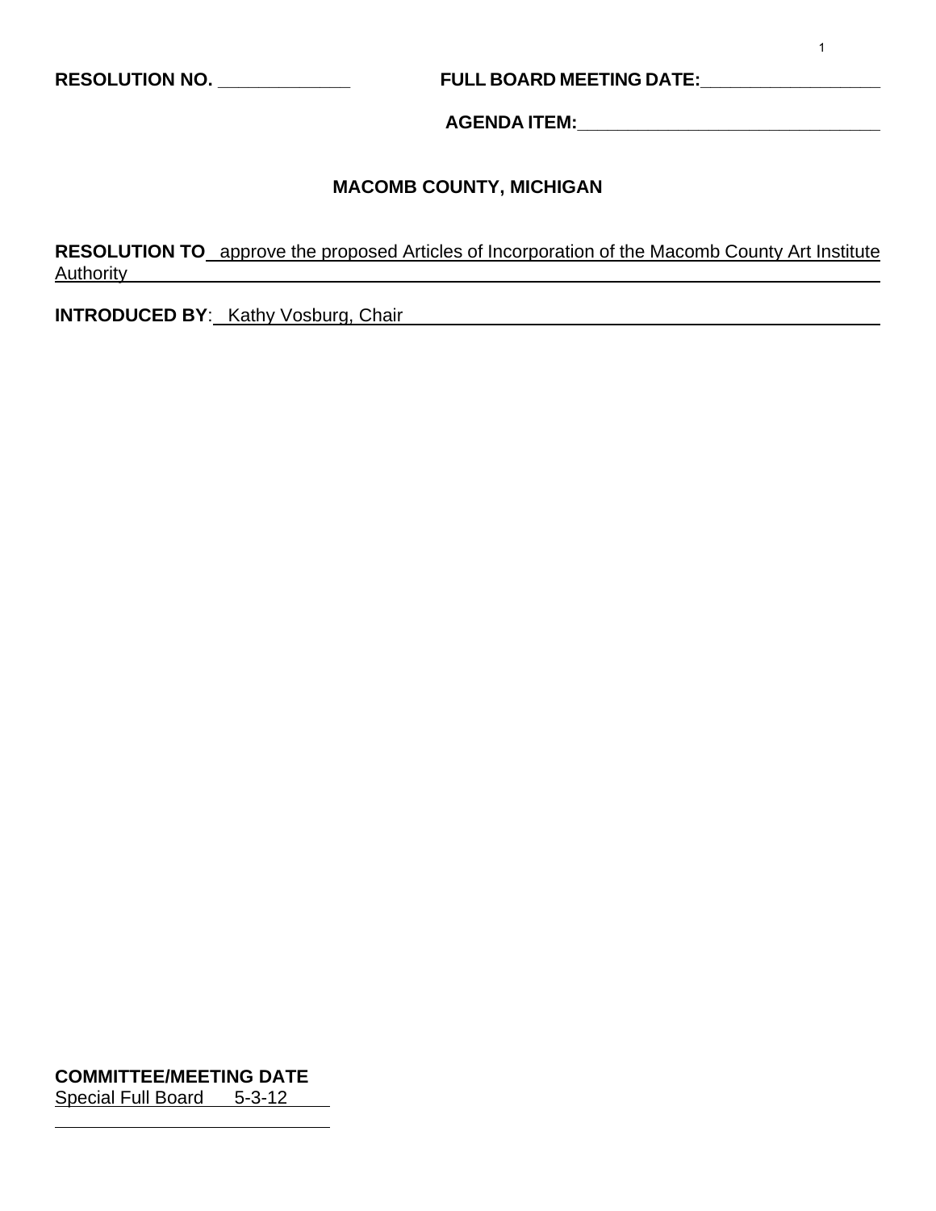**RESOLUTION NO.** \_\_\_\_\_\_\_\_\_\_\_\_\_\_ **FULL BOARD MEETING DATE:**\_\_\_\_\_\_\_\_\_\_\_\_\_\_\_\_\_\_\_

**AGENDA ITEM:**\_\_\_\_\_\_\_\_\_\_\_\_\_\_\_\_\_\_\_\_\_\_\_\_\_\_\_\_\_\_\_\_

**MACOMB COUNTY, MICHIGAN**

**RESOLUTION TO** approve the proposed Articles of Incorporation of the Macomb County Art Institute Authority

**INTRODUCED BY**: Kathy Vosburg, Chair

**COMMITTEE/MEETING DATE**

Special Full Board 5-3-12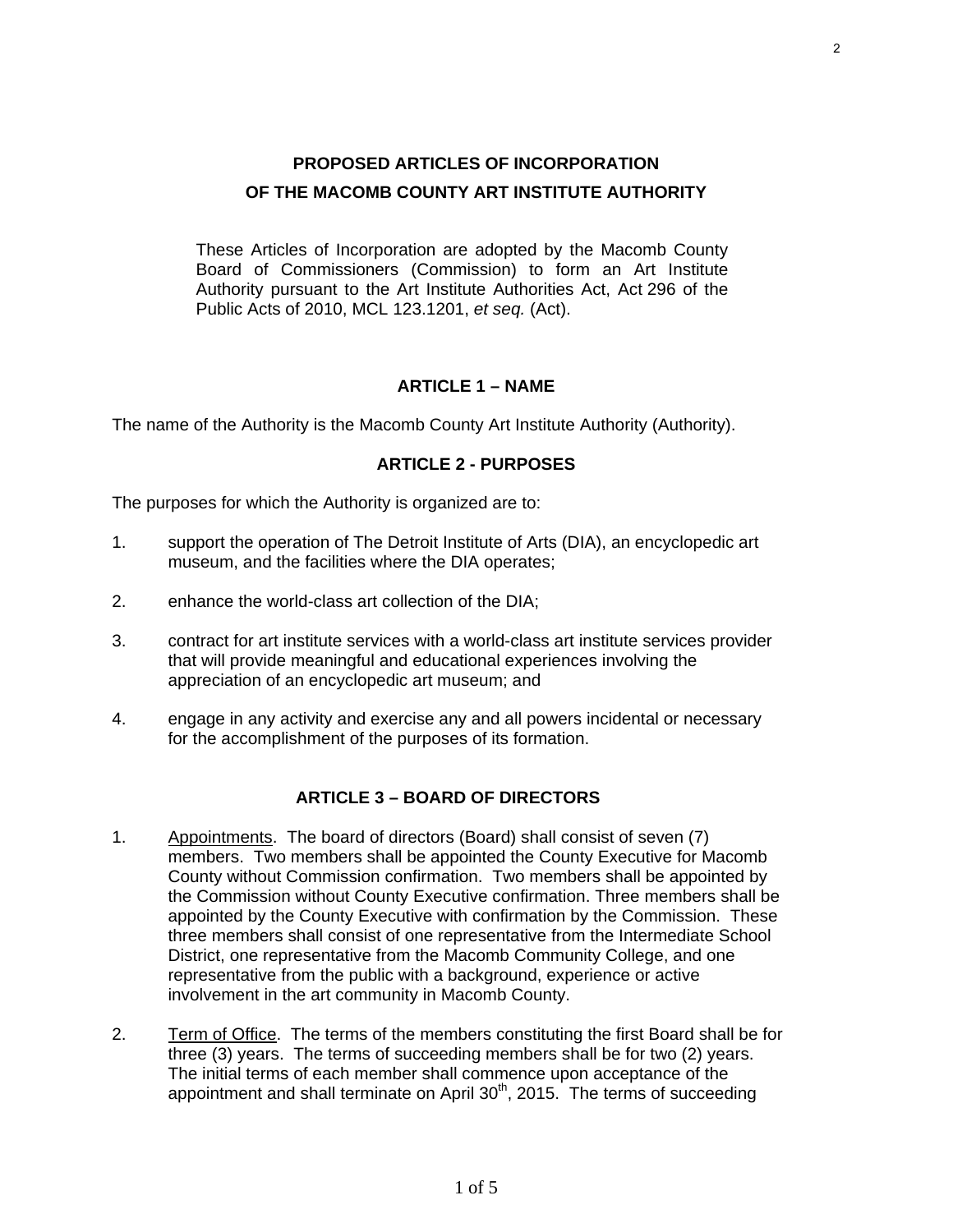# PROPOSED ARTICLES OF INCORPORATION OF THE MACOMB COUNTY ART INSTITUTE AUTHORITY

These Articles of Incorporation are adopted by the Macomb County Board of Commissioners (Commission) to form an Art Institute Authority pursuant to the Art Institute Authorities Act, Act 296 of the Public Acts of 2010, MCL 123.1201, *et seq.* (Act).

## ARTICLE 1 – NAME

The name of the Authority is the Macomb County Art Institute Authority (Authority).

## ARTICLE 2 - PURPOSES

The purposes for which the Authority is organized are to:

1. support the operation of The Detroit Institute of Arts (DIA), an encyclopedic art museum, and the facilities where the DIA operates;

2. enhance the world-class art collection of the DIA;

3. contract for art institute services with a world-class art institute services provider that will provide meaningful and educational experiences involving the appreciation of an encyclopedic art museum; and

4. engage in any activity and exercise any and all powers incidental or necessary for the accomplishment of the purposes of its formation.

## ARTICLE 3 – BOARD OF DIRECTORS

1. Appointments. The board of directors (Board) shall consist of seven (7) members. Two members shall be appointed the County Executive for Macomb County without Commission confirmation. Two members shall be appointed by the Commission without County Executive confirmation. Three members shall be appointed by the County Executive with confirmation by the Commission. These three members shall consist of one representative from the Intermediate School District, one representative from the Macomb Community College, and one representative from the public with a background, experience or active involvement in the art community in Macomb County.

2. Term of Office. The terms of the members constituting the first Board shall be for three (3) years. The terms of succeeding members shall be for two (2) years. The initial terms of each member shall commence upon acceptance of the appointment and shall terminate on April 30th, 2015. The terms of succeeding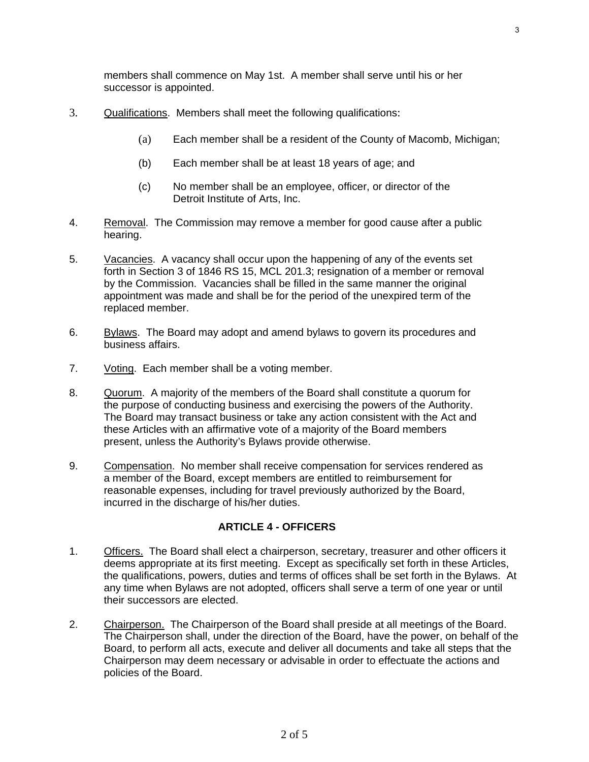members shall commence on May 1st. A member shall serve until his or her successor is appointed.

3. Qualifications. Members shall meet the following qualifications:

   (a) Each member shall be a resident of the County of Macomb, Michigan;

   (b) Each member shall be at least 18 years of age; and

   (c) No member shall be an employee, officer, or director of the Detroit Institute of Arts, Inc.

4. Removal. The Commission may remove a member for good cause after a public hearing.

5. Vacancies. A vacancy shall occur upon the happening of any of the events set forth in Section 3 of 1846 RS 15, MCL 201.3; resignation of a member or removal by the Commission. Vacancies shall be filled in the same manner the original appointment was made and shall be for the period of the unexpired term of the replaced member.

6. Bylaws. The Board may adopt and amend bylaws to govern its procedures and business affairs.

7. Voting. Each member shall be a voting member.

8. Quorum. A majority of the members of the Board shall constitute a quorum for the purpose of conducting business and exercising the powers of the Authority. The Board may transact business or take any action consistent with the Act and these Articles with an affirmative vote of a majority of the Board members present, unless the Authority's Bylaws provide otherwise.

9. Compensation. No member shall receive compensation for services rendered as a member of the Board, except members are entitled to reimbursement for reasonable expenses, including for travel previously authorized by the Board, incurred in the discharge of his/her duties.

## ARTICLE 4 - OFFICERS

1. Officers. The Board shall elect a chairperson, secretary, treasurer and other officers it deems appropriate at its first meeting. Except as specifically set forth in these Articles, the qualifications, powers, duties and terms of offices shall be set forth in the Bylaws. At any time when Bylaws are not adopted, officers shall serve a term of one year or until their successors are elected.

2. Chairperson. The Chairperson of the Board shall preside at all meetings of the Board. The Chairperson shall, under the direction of the Board, have the power, on behalf of the Board, to perform all acts, execute and deliver all documents and take all steps that the Chairperson may deem necessary or advisable in order to effectuate the actions and policies of the Board.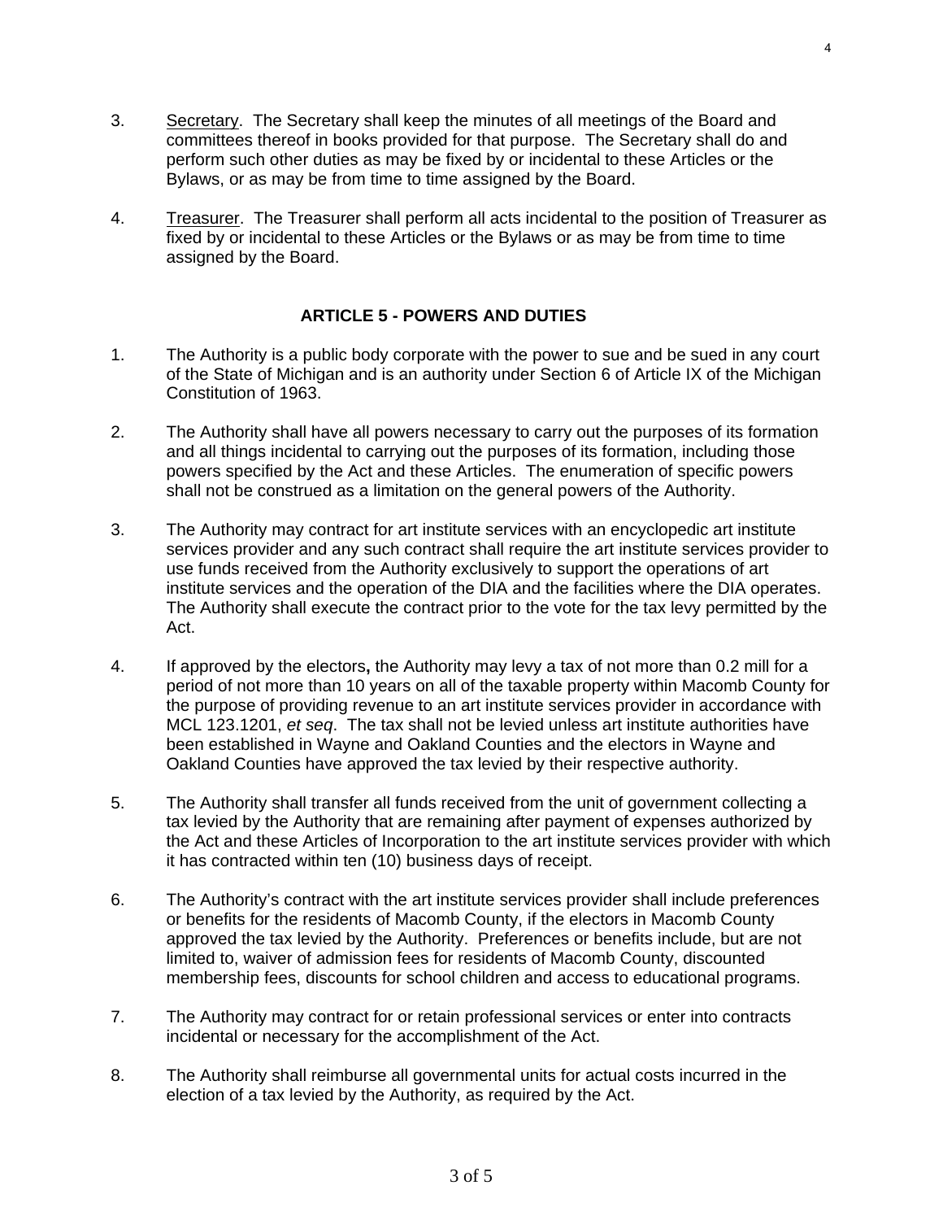3. Secretary. The Secretary shall keep the minutes of all meetings of the Board and committees thereof in books provided for that purpose. The Secretary shall do and perform such other duties as may be fixed by or incidental to these Articles or the Bylaws, or as may be from time to time assigned by the Board.

4. Treasurer. The Treasurer shall perform all acts incidental to the position of Treasurer as fixed by or incidental to these Articles or the Bylaws or as may be from time to time assigned by the Board.

## ARTICLE 5 - POWERS AND DUTIES

1. The Authority is a public body corporate with the power to sue and be sued in any court of the State of Michigan and is an authority under Section 6 of Article IX of the Michigan Constitution of 1963.

2. The Authority shall have all powers necessary to carry out the purposes of its formation and all things incidental to carrying out the purposes of its formation, including those powers specified by the Act and these Articles. The enumeration of specific powers shall not be construed as a limitation on the general powers of the Authority.

3. The Authority may contract for art institute services with an encyclopedic art institute services provider and any such contract shall require the art institute services provider to use funds received from the Authority exclusively to support the operations of art institute services and the operation of the DIA and the facilities where the DIA operates. The Authority shall execute the contract prior to the vote for the tax levy permitted by the Act.

4. If approved by the electors**,** the Authority may levy a tax of not more than 0.2 mill for a period of not more than 10 years on all of the taxable property within Macomb County for the purpose of providing revenue to an art institute services provider in accordance with MCL 123.1201, *et seq*. The tax shall not be levied unless art institute authorities have been established in Wayne and Oakland Counties and the electors in Wayne and Oakland Counties have approved the tax levied by their respective authority.

5. The Authority shall transfer all funds received from the unit of government collecting a tax levied by the Authority that are remaining after payment of expenses authorized by the Act and these Articles of Incorporation to the art institute services provider with which it has contracted within ten (10) business days of receipt.

6. The Authority's contract with the art institute services provider shall include preferences or benefits for the residents of Macomb County, if the electors in Macomb County approved the tax levied by the Authority. Preferences or benefits include, but are not limited to, waiver of admission fees for residents of Macomb County, discounted membership fees, discounts for school children and access to educational programs.

7. The Authority may contract for or retain professional services or enter into contracts incidental or necessary for the accomplishment of the Act.

8. The Authority shall reimburse all governmental units for actual costs incurred in the election of a tax levied by the Authority, as required by the Act.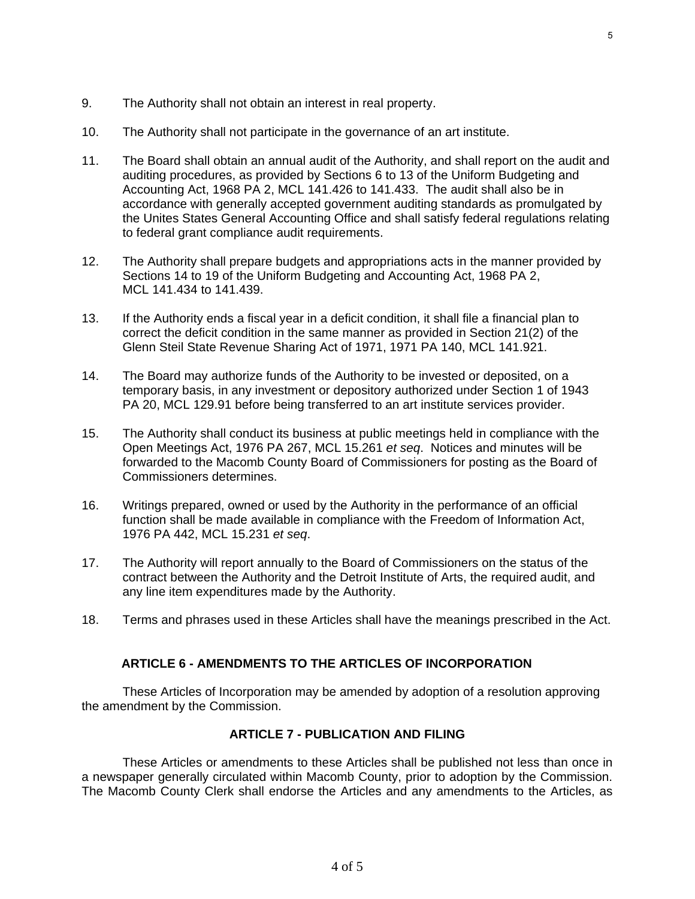9. The Authority shall not obtain an interest in real property.

10. The Authority shall not participate in the governance of an art institute.

11. The Board shall obtain an annual audit of the Authority, and shall report on the audit and auditing procedures, as provided by Sections 6 to 13 of the Uniform Budgeting and Accounting Act, 1968 PA 2, MCL 141.426 to 141.433. The audit shall also be in accordance with generally accepted government auditing standards as promulgated by the Unites States General Accounting Office and shall satisfy federal regulations relating to federal grant compliance audit requirements.

12. The Authority shall prepare budgets and appropriations acts in the manner provided by Sections 14 to 19 of the Uniform Budgeting and Accounting Act, 1968 PA 2, MCL 141.434 to 141.439.

13. If the Authority ends a fiscal year in a deficit condition, it shall file a financial plan to correct the deficit condition in the same manner as provided in Section 21(2) of the Glenn Steil State Revenue Sharing Act of 1971, 1971 PA 140, MCL 141.921.

14. The Board may authorize funds of the Authority to be invested or deposited, on a temporary basis, in any investment or depository authorized under Section 1 of 1943 PA 20, MCL 129.91 before being transferred to an art institute services provider.

15. The Authority shall conduct its business at public meetings held in compliance with the Open Meetings Act, 1976 PA 267, MCL 15.261 *et seq*. Notices and minutes will be forwarded to the Macomb County Board of Commissioners for posting as the Board of Commissioners determines.

16. Writings prepared, owned or used by the Authority in the performance of an official function shall be made available in compliance with the Freedom of Information Act, 1976 PA 442, MCL 15.231 *et seq*.

17. The Authority will report annually to the Board of Commissioners on the status of the contract between the Authority and the Detroit Institute of Arts, the required audit, and any line item expenditures made by the Authority.

18. Terms and phrases used in these Articles shall have the meanings prescribed in the Act.

## ARTICLE 6 - AMENDMENTS TO THE ARTICLES OF INCORPORATION

These Articles of Incorporation may be amended by adoption of a resolution approving the amendment by the Commission.

## ARTICLE 7 - PUBLICATION AND FILING

These Articles or amendments to these Articles shall be published not less than once in a newspaper generally circulated within Macomb County, prior to adoption by the Commission. The Macomb County Clerk shall endorse the Articles and any amendments to the Articles, as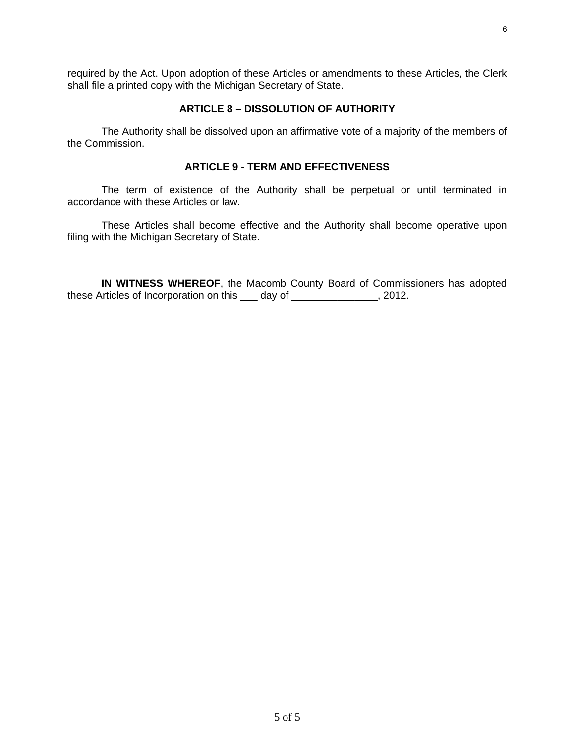required by the Act. Upon adoption of these Articles or amendments to these Articles, the Clerk shall file a printed copy with the Michigan Secretary of State.

### ARTICLE 8 – DISSOLUTION OF AUTHORITY

The Authority shall be dissolved upon an affirmative vote of a majority of the members of the Commission.

### ARTICLE 9 - TERM AND EFFECTIVENESS

The term of existence of the Authority shall be perpetual or until terminated in accordance with these Articles or law.

These Articles shall become effective and the Authority shall become operative upon filing with the Michigan Secretary of State.

**IN WITNESS WHEREOF**, the Macomb County Board of Commissioners has adopted these Articles of Incorporation on this ___ day of _______________, 2012.